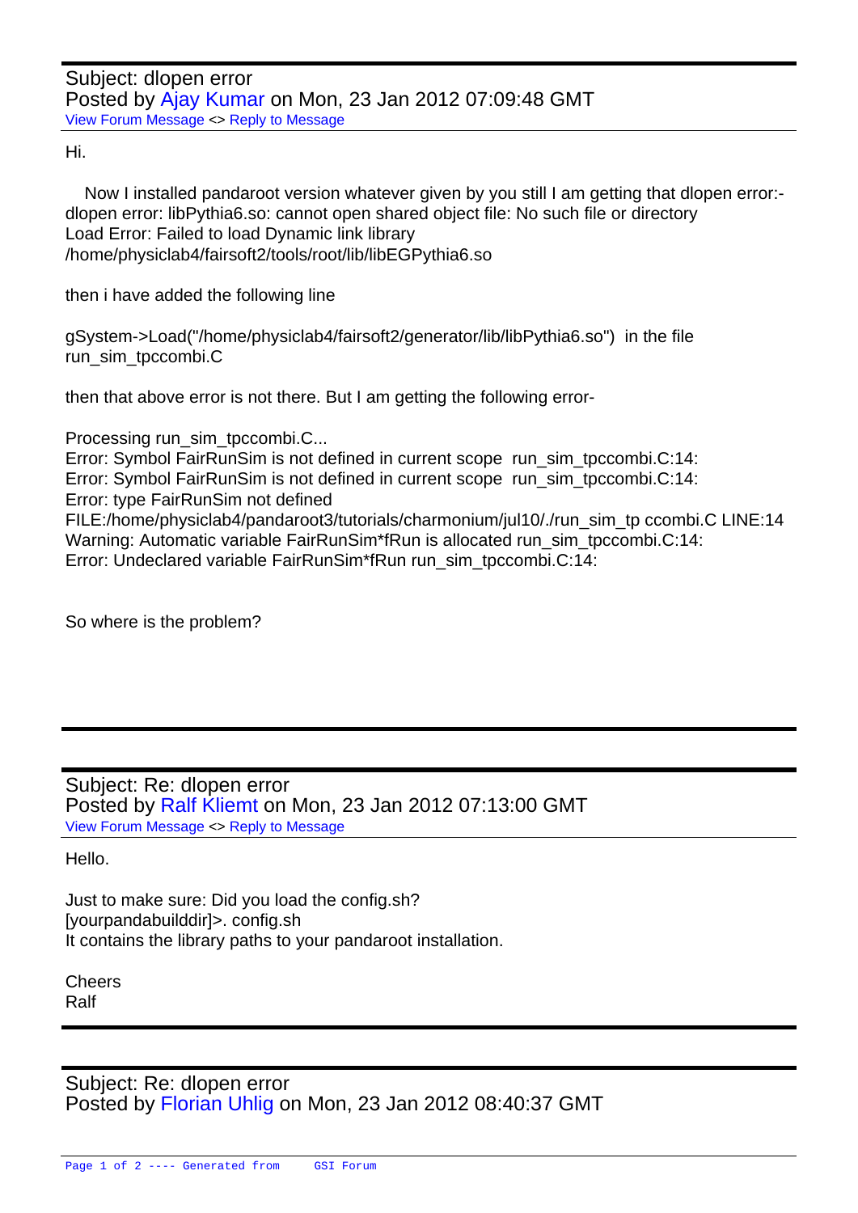Subject: dlopen error
Posted by Ajay Kumar on Mon, 23 Jan 2012 07:09:48 GMT
View Forum Message <> Reply to Message

Hi.

Now I installed pandaroot version whatever given by you still I am getting that dlopen error:-
dlopen error: libPythia6.so: cannot open shared object file: No such file or directory
Load Error: Failed to load Dynamic link library
/home/physiclab4/fairsoft2/tools/root/lib/libEGPythia6.so

then i have added the following line

gSystem->Load("/home/physiclab4/fairsoft2/generator/lib/libPythia6.so") in the file
run_sim_tpccombi.C

then that above error is not there. But I am getting the following error-

Processing run_sim_tpccombi.C...
Error: Symbol FairRunSim is not defined in current scope run_sim_tpccombi.C:14:
Error: Symbol FairRunSim is not defined in current scope run_sim_tpccombi.C:14:
Error: type FairRunSim not defined
FILE:/home/physiclab4/pandaroot3/tutorials/charmonium/jul10/./run_sim_tp ccombi.C LINE:14
Warning: Automatic variable FairRunSim*fRun is allocated run_sim_tpccombi.C:14:
Error: Undeclared variable FairRunSim*fRun run_sim_tpccombi.C:14:

So where is the problem?

---

Subject: Re: dlopen error
Posted by Ralf Kliemt on Mon, 23 Jan 2012 07:13:00 GMT
View Forum Message <> Reply to Message

Hello.

Just to make sure: Did you load the config.sh?
[yourpandabuilddir]>. config.sh
It contains the library paths to your pandaroot installation.

Cheers
Ralf

---

Subject: Re: dlopen error
Posted by Florian Uhlig on Mon, 23 Jan 2012 08:40:37 GMT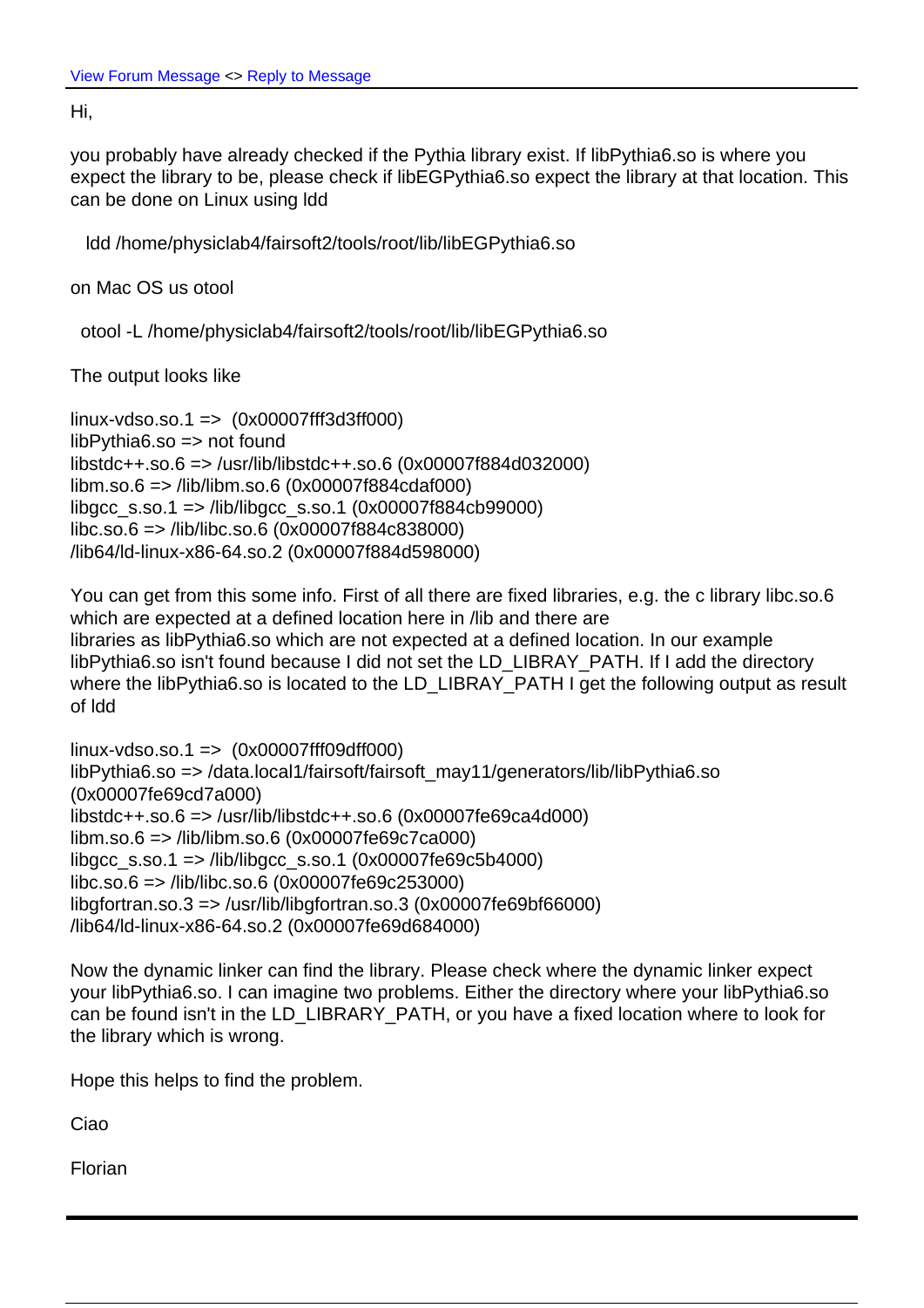View Forum Message <> Reply to Message

Hi,

you probably have already checked if the Pythia library exist. If libPythia6.so is where you expect the library to be, please check if libEGPythia6.so expect the library at that location. This can be done on Linux using ldd

```
ldd /home/physiclab4/fairsoft2/tools/root/lib/libEGPythia6.so
```

on Mac OS us otool

```
otool -L /home/physiclab4/fairsoft2/tools/root/lib/libEGPythia6.so
```

The output looks like

```
linux-vdso.so.1 =>  (0x00007fff3d3ff000)
libPythia6.so => not found
libstdc++.so.6 => /usr/lib/libstdc++.so.6 (0x00007f884d032000)
libm.so.6 => /lib/libm.so.6 (0x00007f884cdaf000)
libgcc_s.so.1 => /lib/libgcc_s.so.1 (0x00007f884cb99000)
libc.so.6 => /lib/libc.so.6 (0x00007f884c838000)
/lib64/ld-linux-x86-64.so.2 (0x00007f884d598000)
```

You can get from this some info. First of all there are fixed libraries, e.g. the c library libc.so.6 which are expected at a defined location here in /lib and there are libraries as libPythia6.so which are not expected at a defined location. In our example libPythia6.so isn't found because I did not set the LD_LIBRAY_PATH. If I add the directory where the libPythia6.so is located to the LD_LIBRAY_PATH I get the following output as result of ldd

```
linux-vdso.so.1 =>  (0x00007fff09dff000)
libPythia6.so => /data.local1/fairsoft/fairsoft_may11/generators/lib/libPythia6.so
(0x00007fe69cd7a000)
libstdc++.so.6 => /usr/lib/libstdc++.so.6 (0x00007fe69ca4d000)
libm.so.6 => /lib/libm.so.6 (0x00007fe69c7ca000)
libgcc_s.so.1 => /lib/libgcc_s.so.1 (0x00007fe69c5b4000)
libc.so.6 => /lib/libc.so.6 (0x00007fe69c253000)
libgfortran.so.3 => /usr/lib/libgfortran.so.3 (0x00007fe69bf66000)
/lib64/ld-linux-x86-64.so.2 (0x00007fe69d684000)
```

Now the dynamic linker can find the library. Please check where the dynamic linker expect your libPythia6.so. I can imagine two problems. Either the directory where your libPythia6.so can be found isn't in the LD_LIBRARY_PATH, or you have a fixed location where to look for the library which is wrong.

Hope this helps to find the problem.

Ciao

Florian